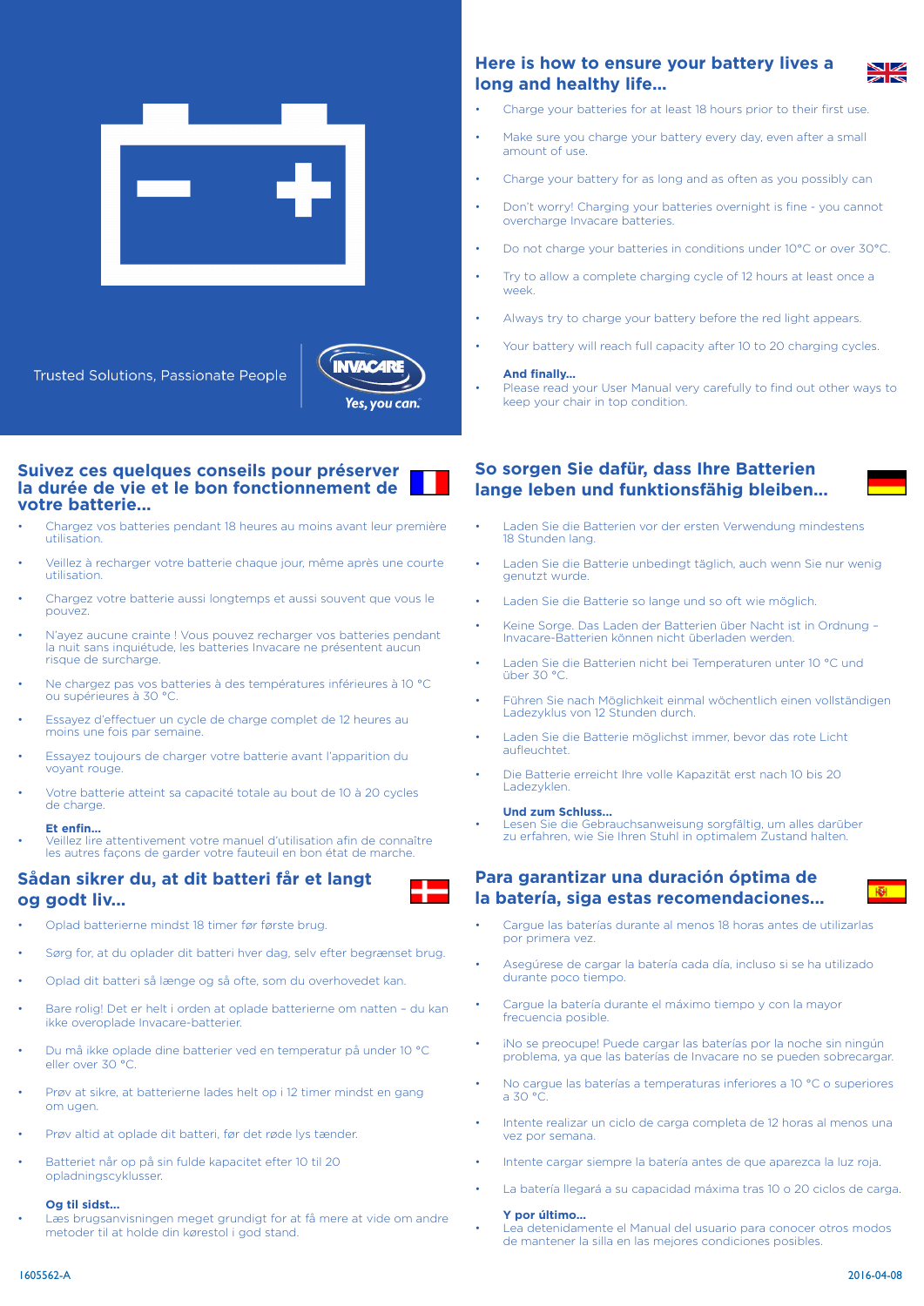Trusted Solutions, Passionate People

INVACARE Yes, you can.

## Here is how to ensure your battery lives a long and healthy life...

- Charge your batteries for at least 18 hours prior to their first use.
- Make sure you charge your battery every day, even after a small amount of use.
- Charge your battery for as long and as often as you possibly can
- Don't worry! Charging your batteries overnight is fine - you cannot overcharge Invacare batteries.
- Do not charge your batteries in conditions under 10°C or over 30°C.
- Try to allow a complete charging cycle of 12 hours at least once a week.
- Always try to charge your battery before the red light appears.
- Your battery will reach full capacity after 10 to 20 charging cycles.

**And finally...**

- Please read your User Manual very carefully to find out other ways to keep your chair in top condition.

## Suivez ces quelques conseils pour préserver la durée de vie et le bon fonctionnement de votre batterie...

- Chargez vos batteries pendant 18 heures au moins avant leur première utilisation.
- Veillez à recharger votre batterie chaque jour, même après une courte utilisation.
- Chargez votre batterie aussi longtemps et aussi souvent que vous le pouvez.
- N'ayez aucune crainte ! Vous pouvez recharger vos batteries pendant la nuit sans inquiétude, les batteries Invacare ne présentent aucun risque de surcharge.
- Ne chargez pas vos batteries à des températures inférieures à 10 °C ou supérieures à 30 °C.
- Essayez d'effectuer un cycle de charge complet de 12 heures au moins une fois par semaine.
- Essayez toujours de charger votre batterie avant l'apparition du voyant rouge.
- Votre batterie atteint sa capacité totale au bout de 10 à 20 cycles de charge.

**Et enfin...**

- Veillez lire attentivement votre manuel d'utilisation afin de connaître les autres façons de garder votre fauteuil en bon état de marche.

## So sorgen Sie dafür, dass Ihre Batterien lange leben und funktionsfähig bleiben...

- Laden Sie die Batterien vor der ersten Verwendung mindestens 18 Stunden lang.
- Laden Sie die Batterie unbedingt täglich, auch wenn Sie nur wenig genutzt wurde.
- Laden Sie die Batterie so lange und so oft wie möglich.
- Keine Sorge. Das Laden der Batterien über Nacht ist in Ordnung – Invacare-Batterien können nicht überladen werden.
- Laden Sie die Batterien nicht bei Temperaturen unter 10 °C und über 30 °C.
- Führen Sie nach Möglichkeit einmal wöchentlich einen vollständigen Ladezyklus von 12 Stunden durch.
- Laden Sie die Batterie möglichst immer, bevor das rote Licht aufleuchtet.
- Die Batterie erreicht Ihre volle Kapazität erst nach 10 bis 20 Ladezyklen.

**Und zum Schluss...**

- Lesen Sie die Gebrauchsanweisung sorgfältig, um alles darüber zu erfahren, wie Sie Ihren Stuhl in optimalem Zustand halten.

## Sådan sikrer du, at dit batteri får et langt og godt liv...

- Oplad batterierne mindst 18 timer før første brug.
- Sørg for, at du oplader dit batteri hver dag, selv efter begrænset brug.
- Oplad dit batteri så længe og så ofte, som du overhovedet kan.
- Bare rolig! Det er helt i orden at oplade batterierne om natten – du kan ikke overoplade Invacare-batterier.
- Du må ikke oplade dine batterier ved en temperatur på under 10 °C eller over 30 °C.
- Prøv at sikre, at batterierne lades helt op i 12 timer mindst en gang om ugen.
- Prøv altid at oplade dit batteri, før det røde lys tænder.
- Batteriet når op på sin fulde kapacitet efter 10 til 20 opladningscyklusser.

**Og til sidst...**

- Læs brugsanvisningen meget grundigt for at få mere at vide om andre metoder til at holde din kørestol i god stand.

## Para garantizar una duración óptima de la batería, siga estas recomendaciones...

- Cargue las baterías durante al menos 18 horas antes de utilizarlas por primera vez.
- Asegúrese de cargar la batería cada día, incluso si se ha utilizado durante poco tiempo.
- Cargue la batería durante el máximo tiempo y con la mayor frecuencia posible.
- ¡No se preocupe! Puede cargar las baterías por la noche sin ningún problema, ya que las baterías de Invacare no se pueden sobrecargar.
- No cargue las baterías a temperaturas inferiores a 10 °C o superiores a 30 °C.
- Intente realizar un ciclo de carga completa de 12 horas al menos una vez por semana.
- Intente cargar siempre la batería antes de que aparezca la luz roja.
- La batería llegará a su capacidad máxima tras 10 o 20 ciclos de carga.

**Y por último...**

- Lea detenidamente el Manual del usuario para conocer otros modos de mantener la silla en las mejores condiciones posibles.

1605562-A 2016-04-08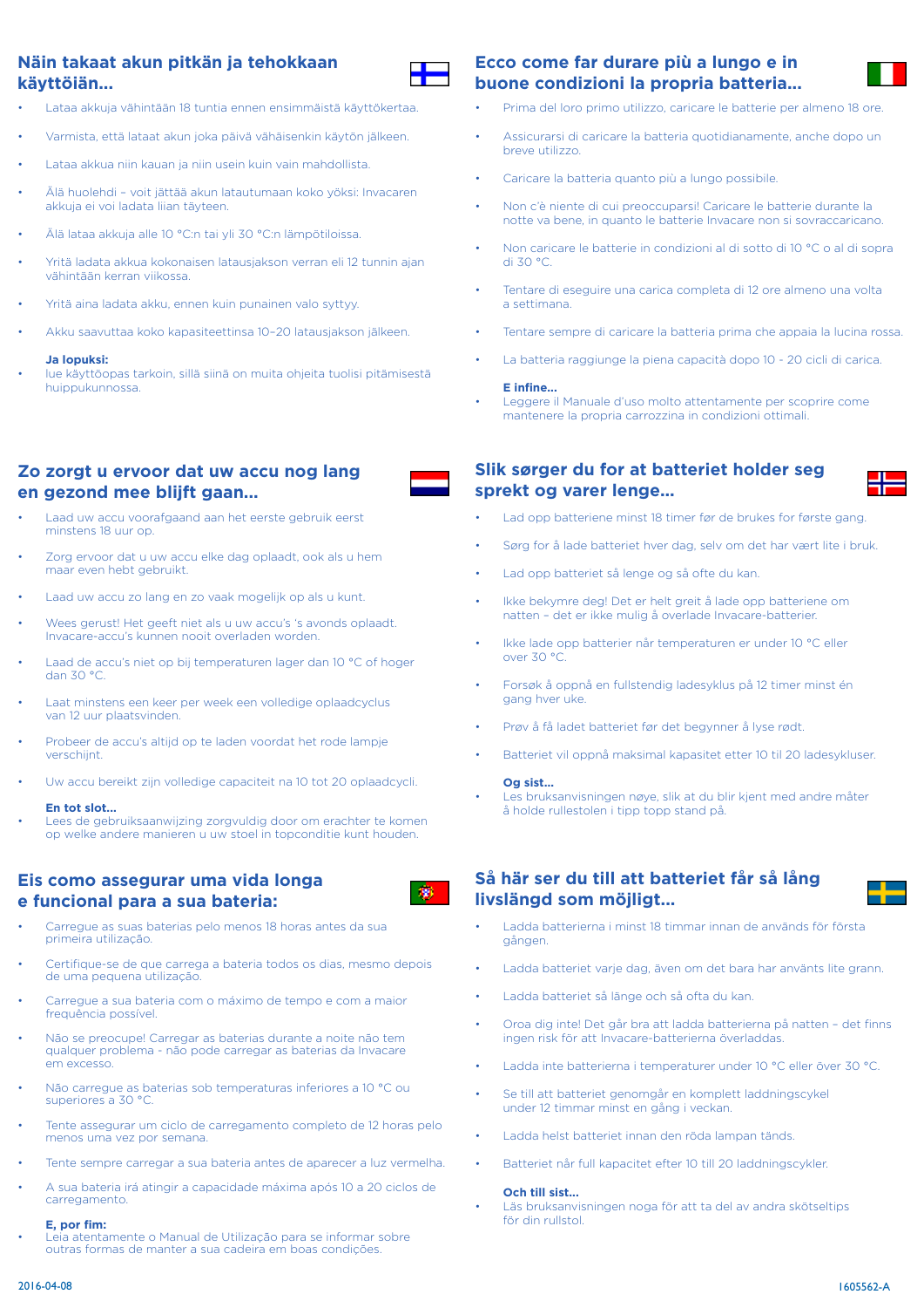## Näin takaat akun pitkän ja tehokkaan käyttöiän...

- Lataa akkuja vähintään 18 tuntia ennen ensimmäistä käyttökertaa.
- Varmista, että lataat akun joka päivä vähäisenkin käytön jälkeen.
- Lataa akkua niin kauan ja niin usein kuin vain mahdollista.
- Älä huolehdi – voit jättää akun latautumaan koko yöksi: Invacaren akkuja ei voi ladata liian täyteen.
- Älä lataa akkuja alle 10 °C:n tai yli 30 °C:n lämpötiloissa.
- Yritä ladata akkua kokonaisen latausjakson verran eli 12 tunnin ajan vähintään kerran viikossa.
- Yritä aina ladata akku, ennen kuin punainen valo syttyy.
- Akku saavuttaa koko kapasiteettinsa 10–20 latausjakson jälkeen.

**Ja lopuksi:**

- lue käyttöopas tarkoin, sillä siinä on muita ohjeita tuolisi pitämisestä huippukunnossa.

## Ecco come far durare più a lungo e in buone condizioni la propria batteria...

- Prima del loro primo utilizzo, caricare le batterie per almeno 18 ore.
- Assicurarsi di caricare la batteria quotidianamente, anche dopo un breve utilizzo.
- Caricare la batteria quanto più a lungo possibile.
- Non c'è niente di cui preoccuparsi! Caricare le batterie durante la notte va bene, in quanto le batterie Invacare non si sovraccaricano.
- Non caricare le batterie in condizioni al di sotto di 10 °C o al di sopra di 30 °C.
- Tentare di eseguire una carica completa di 12 ore almeno una volta a settimana.
- Tentare sempre di caricare la batteria prima che appaia la lucina rossa.
- La batteria raggiunge la piena capacità dopo 10 - 20 cicli di carica.

**E infine...**

- Leggere il Manuale d'uso molto attentamente per scoprire come mantenere la propria carrozzina in condizioni ottimali.

## Zo zorgt u ervoor dat uw accu nog lang en gezond mee blijft gaan...

- Laad uw accu voorafgaand aan het eerste gebruik eerst minstens 18 uur op.
- Zorg ervoor dat u uw accu elke dag oplaadt, ook als u hem maar even hebt gebruikt.
- Laad uw accu zo lang en zo vaak mogelijk op als u kunt.
- Wees gerust! Het geeft niet als u uw accu's 's avonds oplaadt. Invacare-accu's kunnen nooit overladen worden.
- Laad de accu's niet op bij temperaturen lager dan 10 °C of hoger dan 30 °C.
- Laat minstens een keer per week een volledige oplaadcyclus van 12 uur plaatsvinden.
- Probeer de accu's altijd op te laden voordat het rode lampje verschijnt.
- Uw accu bereikt zijn volledige capaciteit na 10 tot 20 oplaadcycli.

**En tot slot...**

- Lees de gebruiksaanwijzing zorgvuldig door om erachter te komen op welke andere manieren u uw stoel in topconditie kunt houden.

## Slik sørger du for at batteriet holder seg sprekt og varer lenge...

- Lad opp batteriene minst 18 timer før de brukes for første gang.
- Sørg for å lade batteriet hver dag, selv om det har vært lite i bruk.
- Lad opp batteriet så lenge og så ofte du kan.
- Ikke bekymre deg! Det er helt greit å lade opp batteriene om natten – det er ikke mulig å overlade Invacare-batterier.
- Ikke lade opp batterier når temperaturen er under 10 °C eller over 30 °C.
- Forsøk å oppnå en fullstendig ladesyklus på 12 timer minst én gang hver uke.
- Prøv å få ladet batteriet før det begynner å lyse rødt.
- Batteriet vil oppnå maksimal kapasitet etter 10 til 20 ladesykluser.

**Og sist...**

- Les bruksanvisningen nøye, slik at du blir kjent med andre måter å holde rullestolen i tipp topp stand på.

## Eis como assegurar uma vida longa e funcional para a sua bateria:

- Carregue as suas baterias pelo menos 18 horas antes da sua primeira utilização.
- Certifique-se de que carrega a bateria todos os dias, mesmo depois de uma pequena utilização.
- Carregue a sua bateria com o máximo de tempo e com a maior frequência possível.
- Não se preocupe! Carregar as baterias durante a noite não tem qualquer problema - não pode carregar as baterias da Invacare em excesso.
- Não carregue as baterias sob temperaturas inferiores a 10 °C ou superiores a 30 °C.
- Tente assegurar um ciclo de carregamento completo de 12 horas pelo menos uma vez por semana.
- Tente sempre carregar a sua bateria antes de aparecer a luz vermelha.
- A sua bateria irá atingir a capacidade máxima após 10 a 20 ciclos de carregamento.

**E, por fim:**

- Leia atentamente o Manual de Utilização para se informar sobre outras formas de manter a sua cadeira em boas condições.

## Så här ser du till att batteriet får så lång livslängd som möjligt...

- Ladda batterierna i minst 18 timmar innan de används för första gången.
- Ladda batteriet varje dag, även om det bara har använts lite grann.
- Ladda batteriet så länge och så ofta du kan.
- Oroa dig inte! Det går bra att ladda batterierna på natten – det finns ingen risk för att Invacare-batterierna överladdas.
- Ladda inte batterierna i temperaturer under 10 °C eller över 30 °C.
- Se till att batteriet genomgår en komplett laddningscykel under 12 timmar minst en gång i veckan.
- Ladda helst batteriet innan den röda lampan tänds.
- Batteriet når full kapacitet efter 10 till 20 laddningscykler.

**Och till sist...**

- Läs bruksanvisningen noga för att ta del av andra skötseltips för din rullstol.

2016-04-08

1605562-A